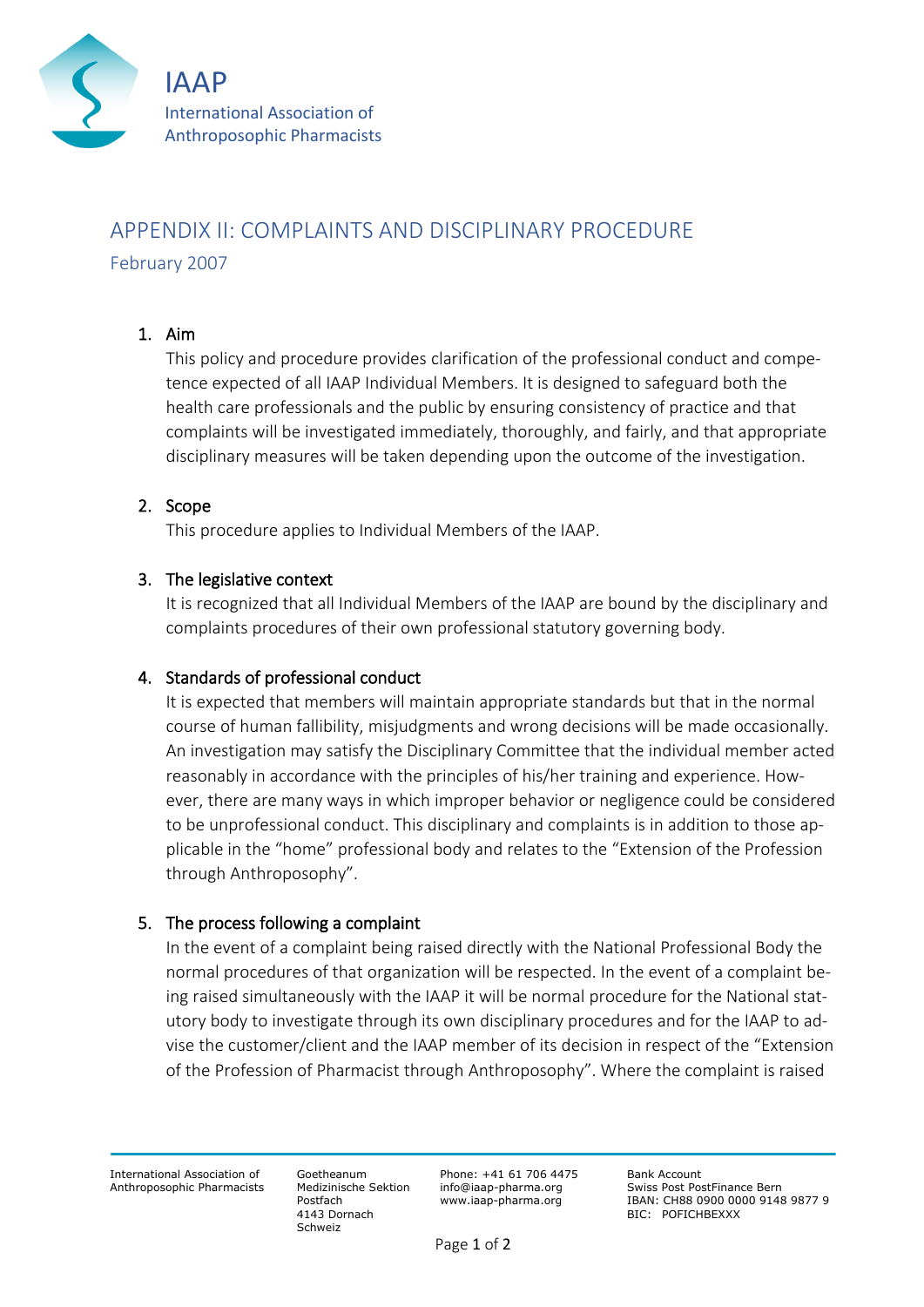IAAP

International Association of Anthropophic Pharmacists

# APPENDIX II: COMPLAINTS AND DISCIPLINARY PROCEDURE

February 2007

1. **Aim**

   This policy and procedure provides clarification of the professional conduct and competence expected of all IAAP Individual Members. It is designed to safeguard both the health care professionals and the public by ensuring consistency of practice and that complaints will be investigated immediately, thoroughly, and fairly, and that appropriate disciplinary measures will be taken depending upon the outcome of the investigation.

2. **Scope**

   This procedure applies to Individual Members of the IAAP.

3. **The legislative context**

   It is recognized that all Individual Members of the IAAP are bound by the disciplinary and complaints procedures of their own professional statutory governing body.

4. **Standards of professional conduct**

   It is expected that members will maintain appropriate standards but that in the normal course of human fallibility, misjudgments and wrong decisions will be made occasionally. An investigation may satisfy the Disciplinary Committee that the individual member acted reasonably in accordance with the principles of his/her training and experience. However, there are many ways in which improper behavior or negligence could be considered to be unprofessional conduct. This disciplinary and complaints is in addition to those applicable in the "home" professional body and relates to the "Extension of the Profession through Anthroposophy".

5. **The process following a complaint**

   In the event of a complaint being raised directly with the National Professional Body the normal procedures of that organization will be respected. In the event of a complaint being raised simultaneously with the IAAP it will be normal procedure for the National statutory body to investigate through its own disciplinary procedures and for the IAAP to advise the customer/client and the IAAP member of its decision in respect of the "Extension of the Profession of Pharmacist through Anthroposophy". Where the complaint is raised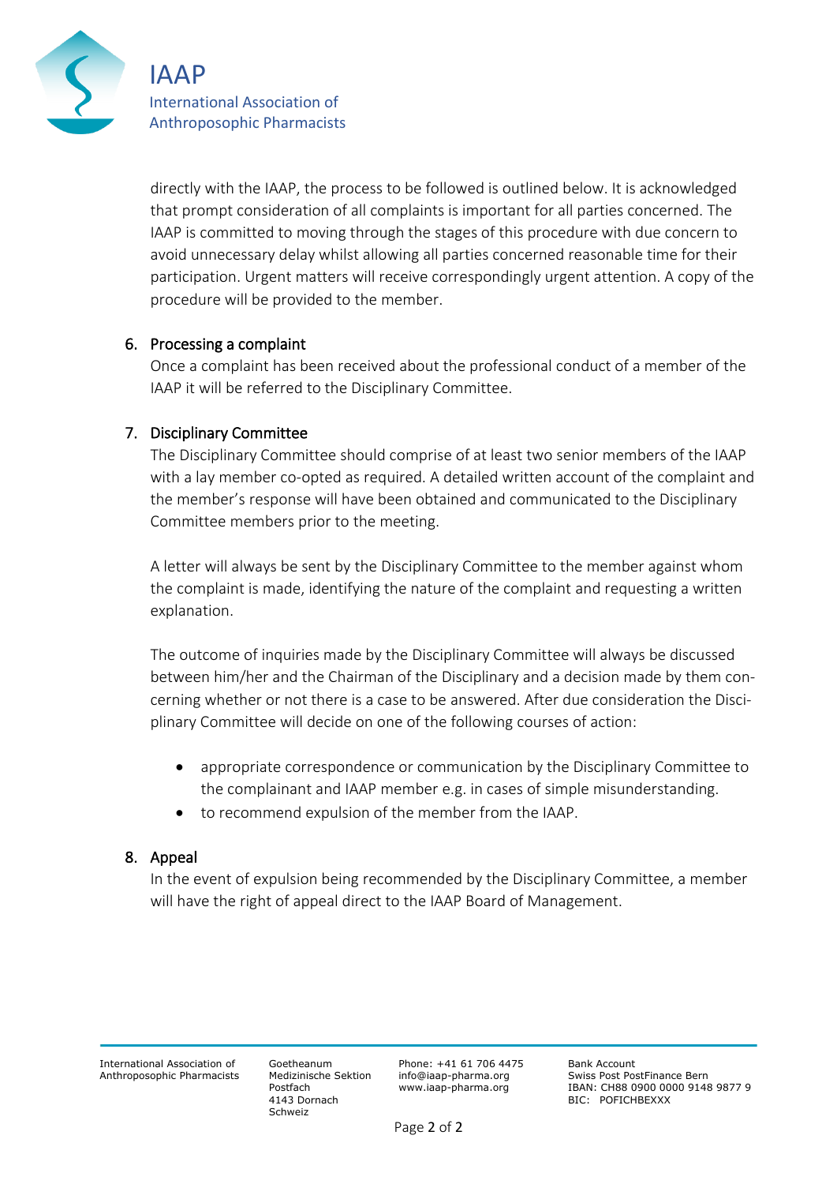directly with the IAAP, the process to be followed is outlined below. It is acknowledged that prompt consideration of all complaints is important for all parties concerned. The IAAP is committed to moving through the stages of this procedure with due concern to avoid unnecessary delay whilst allowing all parties concerned reasonable time for their participation. Urgent matters will receive correspondingly urgent attention. A copy of the procedure will be provided to the member.

## 6. Processing a complaint

Once a complaint has been received about the professional conduct of a member of the IAAP it will be referred to the Disciplinary Committee.

## 7. Disciplinary Committee

The Disciplinary Committee should comprise of at least two senior members of the IAAP with a lay member co-opted as required. A detailed written account of the complaint and the member's response will have been obtained and communicated to the Disciplinary Committee members prior to the meeting.

A letter will always be sent by the Disciplinary Committee to the member against whom the complaint is made, identifying the nature of the complaint and requesting a written explanation.

The outcome of inquiries made by the Disciplinary Committee will always be discussed between him/her and the Chairman of the Disciplinary and a decision made by them concerning whether or not there is a case to be answered. After due consideration the Disciplinary Committee will decide on one of the following courses of action:

- appropriate correspondence or communication by the Disciplinary Committee to the complainant and IAAP member e.g. in cases of simple misunderstanding.
- to recommend expulsion of the member from the IAAP.

## 8. Appeal

In the event of expulsion being recommended by the Disciplinary Committee, a member will have the right of appeal direct to the IAAP Board of Management.